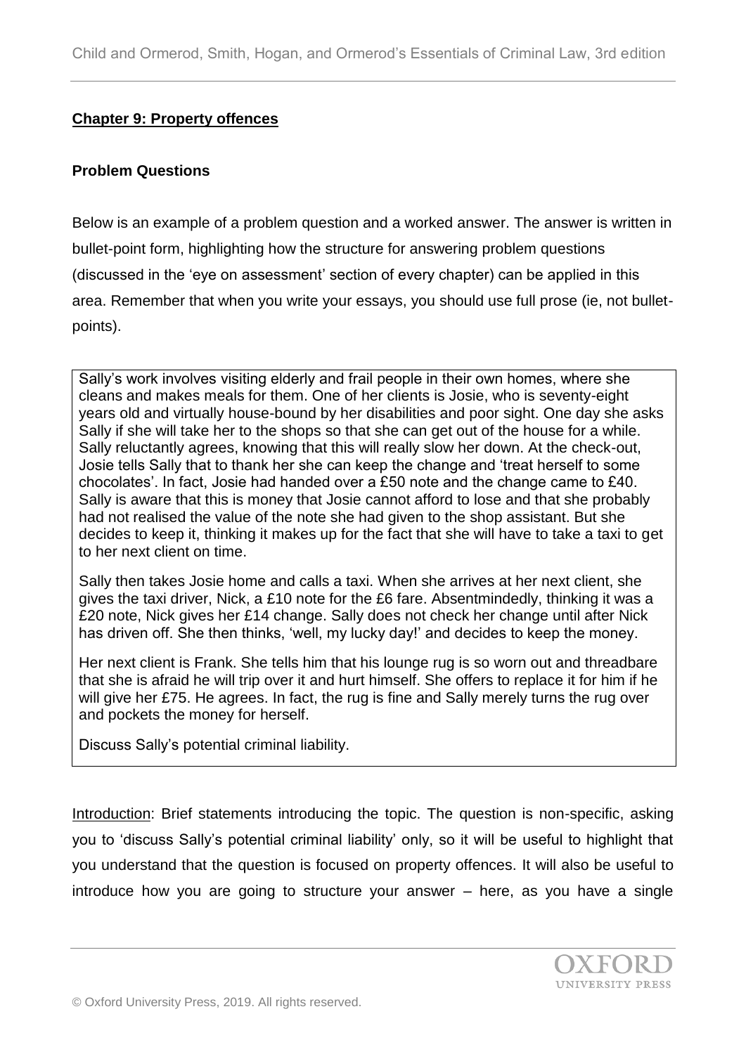## Chapter 9: Property offences

### Problem Questions

Below is an example of a problem question and a worked answer. The answer is written in bullet-point form, highlighting how the structure for answering problem questions (discussed in the 'eye on assessment' section of every chapter) can be applied in this area. Remember that when you write your essays, you should use full prose (ie, not bullet-points).

> Sally's work involves visiting elderly and frail people in their own homes, where she cleans and makes meals for them. One of her clients is Josie, who is seventy-eight years old and virtually house-bound by her disabilities and poor sight. One day she asks Sally if she will take her to the shops so that she can get out of the house for a while. Sally reluctantly agrees, knowing that this will really slow her down. At the check-out, Josie tells Sally that to thank her she can keep the change and 'treat herself to some chocolates'. In fact, Josie had handed over a £50 note and the change came to £40. Sally is aware that this is money that Josie cannot afford to lose and that she probably had not realised the value of the note she had given to the shop assistant. But she decides to keep it, thinking it makes up for the fact that she will have to take a taxi to get to her next client on time.
>
> Sally then takes Josie home and calls a taxi. When she arrives at her next client, she gives the taxi driver, Nick, a £10 note for the £6 fare. Absentmindedly, thinking it was a £20 note, Nick gives her £14 change. Sally does not check her change until after Nick has driven off. She then thinks, 'well, my lucky day!' and decides to keep the money.
>
> Her next client is Frank. She tells him that his lounge rug is so worn out and threadbare that she is afraid he will trip over it and hurt himself. She offers to replace it for him if he will give her £75. He agrees. In fact, the rug is fine and Sally merely turns the rug over and pockets the money for herself.
>
> Discuss Sally's potential criminal liability.

<u>Introduction</u>: Brief statements introducing the topic. The question is non-specific, asking you to 'discuss Sally's potential criminal liability' only, so it will be useful to highlight that you understand that the question is focused on property offences. It will also be useful to introduce how you are going to structure your answer – here, as you have a single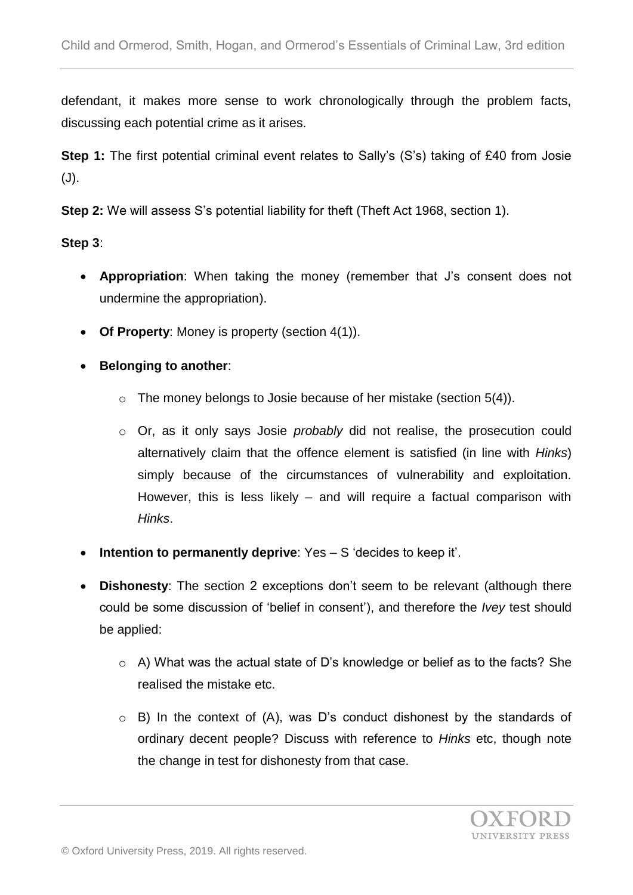defendant, it makes more sense to work chronologically through the problem facts, discussing each potential crime as it arises.

**Step 1:** The first potential criminal event relates to Sally's (S's) taking of £40 from Josie (J).

**Step 2:** We will assess S's potential liability for theft (Theft Act 1968, section 1).

**Step 3**:

- **Appropriation**: When taking the money (remember that J's consent does not undermine the appropriation).
- **Of Property**: Money is property (section 4(1)).
- **Belonging to another**:
  - The money belongs to Josie because of her mistake (section 5(4)).
  - Or, as it only says Josie *probably* did not realise, the prosecution could alternatively claim that the offence element is satisfied (in line with *Hinks*) simply because of the circumstances of vulnerability and exploitation. However, this is less likely – and will require a factual comparison with *Hinks*.
- **Intention to permanently deprive**: Yes – S 'decides to keep it'.
- **Dishonesty**: The section 2 exceptions don't seem to be relevant (although there could be some discussion of 'belief in consent'), and therefore the *Ivey* test should be applied:
  - A) What was the actual state of D's knowledge or belief as to the facts? She realised the mistake etc.
  - B) In the context of (A), was D's conduct dishonest by the standards of ordinary decent people? Discuss with reference to *Hinks* etc, though note the change in test for dishonesty from that case.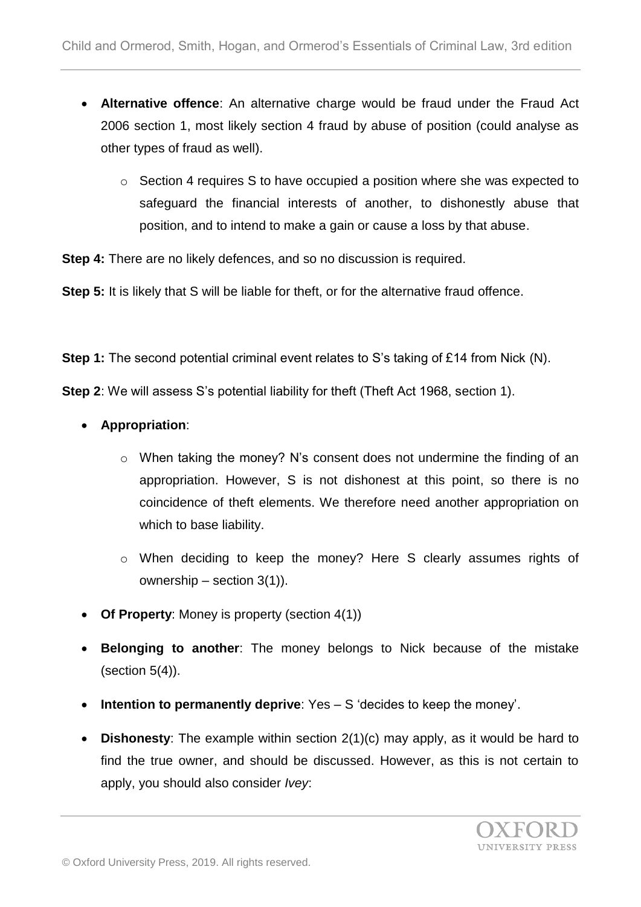- **Alternative offence**: An alternative charge would be fraud under the Fraud Act 2006 section 1, most likely section 4 fraud by abuse of position (could analyse as other types of fraud as well).
    - Section 4 requires S to have occupied a position where she was expected to safeguard the financial interests of another, to dishonestly abuse that position, and to intend to make a gain or cause a loss by that abuse.

**Step 4:** There are no likely defences, and so no discussion is required.

**Step 5:** It is likely that S will be liable for theft, or for the alternative fraud offence.

**Step 1:** The second potential criminal event relates to S's taking of £14 from Nick (N).

**Step 2**: We will assess S's potential liability for theft (Theft Act 1968, section 1).

- **Appropriation**:
    - When taking the money? N's consent does not undermine the finding of an appropriation. However, S is not dishonest at this point, so there is no coincidence of theft elements. We therefore need another appropriation on which to base liability.
    - When deciding to keep the money? Here S clearly assumes rights of ownership – section 3(1)).
- **Of Property**: Money is property (section 4(1))
- **Belonging to another**: The money belongs to Nick because of the mistake (section 5(4)).
- **Intention to permanently deprive**: Yes – S 'decides to keep the money'.
- **Dishonesty**: The example within section 2(1)(c) may apply, as it would be hard to find the true owner, and should be discussed. However, as this is not certain to apply, you should also consider *Ivey*: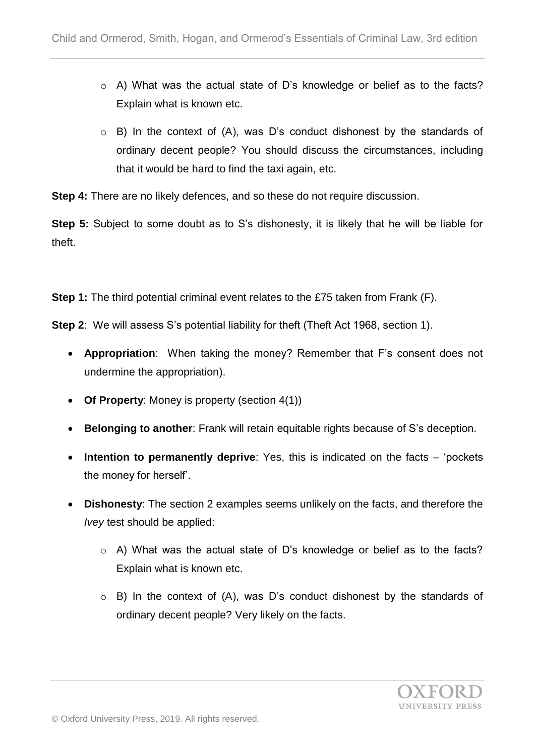- A) What was the actual state of D's knowledge or belief as to the facts? Explain what is known etc.
- B) In the context of (A), was D's conduct dishonest by the standards of ordinary decent people? You should discuss the circumstances, including that it would be hard to find the taxi again, etc.

**Step 4:** There are no likely defences, and so these do not require discussion.

**Step 5:** Subject to some doubt as to S's dishonesty, it is likely that he will be liable for theft.

**Step 1:** The third potential criminal event relates to the £75 taken from Frank (F).

**Step 2**: We will assess S's potential liability for theft (Theft Act 1968, section 1).

- **Appropriation**: When taking the money? Remember that F's consent does not undermine the appropriation).
- **Of Property**: Money is property (section 4(1))
- **Belonging to another**: Frank will retain equitable rights because of S's deception.
- **Intention to permanently deprive**: Yes, this is indicated on the facts – 'pockets the money for herself'.
- **Dishonesty**: The section 2 examples seems unlikely on the facts, and therefore the *Ivey* test should be applied:
  - A) What was the actual state of D's knowledge or belief as to the facts? Explain what is known etc.
  - B) In the context of (A), was D's conduct dishonest by the standards of ordinary decent people? Very likely on the facts.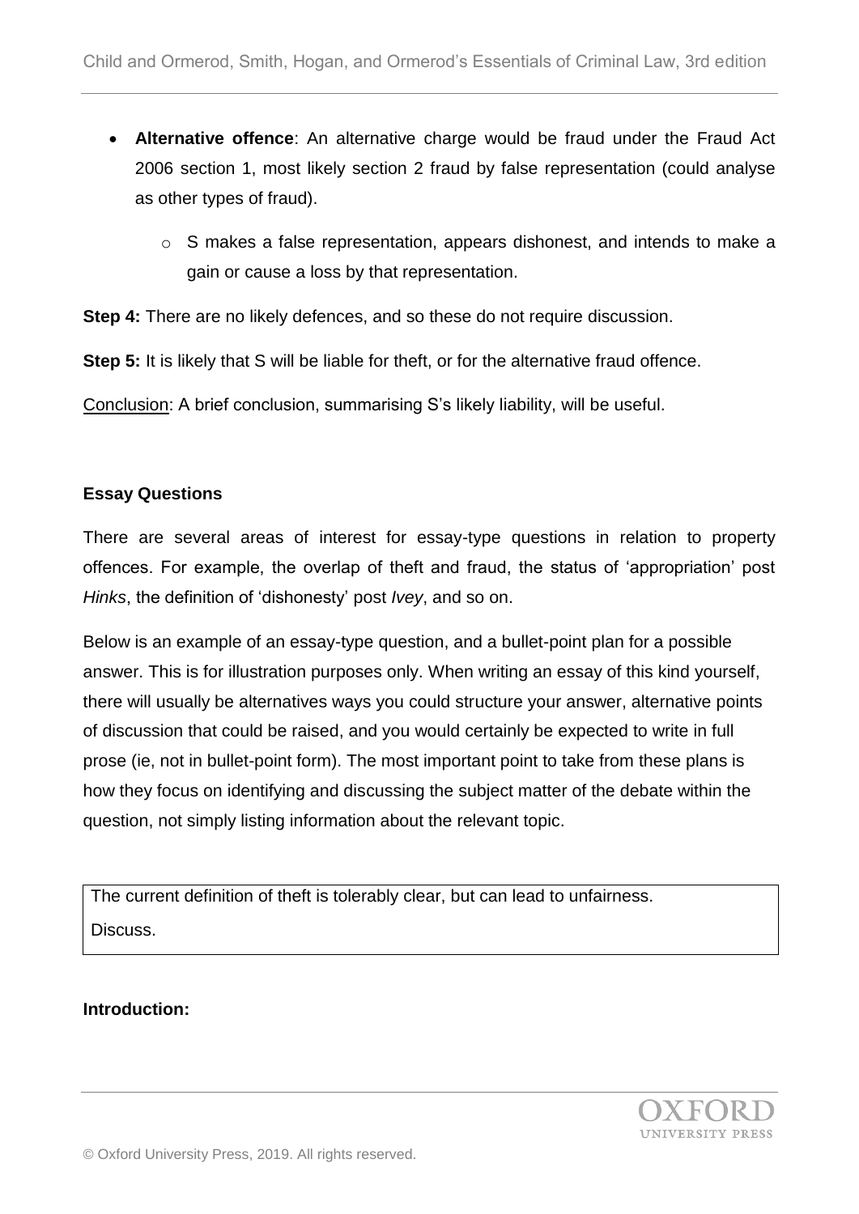- **Alternative offence**: An alternative charge would be fraud under the Fraud Act 2006 section 1, most likely section 2 fraud by false representation (could analyse as other types of fraud).
    - S makes a false representation, appears dishonest, and intends to make a gain or cause a loss by that representation.

**Step 4:** There are no likely defences, and so these do not require discussion.

**Step 5:** It is likely that S will be liable for theft, or for the alternative fraud offence.

Conclusion: A brief conclusion, summarising S's likely liability, will be useful.

**Essay Questions**

There are several areas of interest for essay-type questions in relation to property offences. For example, the overlap of theft and fraud, the status of 'appropriation' post *Hinks*, the definition of 'dishonesty' post *Ivey*, and so on.

Below is an example of an essay-type question, and a bullet-point plan for a possible answer. This is for illustration purposes only. When writing an essay of this kind yourself, there will usually be alternatives ways you could structure your answer, alternative points of discussion that could be raised, and you would certainly be expected to write in full prose (ie, not in bullet-point form). The most important point to take from these plans is how they focus on identifying and discussing the subject matter of the debate within the question, not simply listing information about the relevant topic.

| The current definition of theft is tolerably clear, but can lead to unfairness. Discuss. |
|---|

**Introduction:**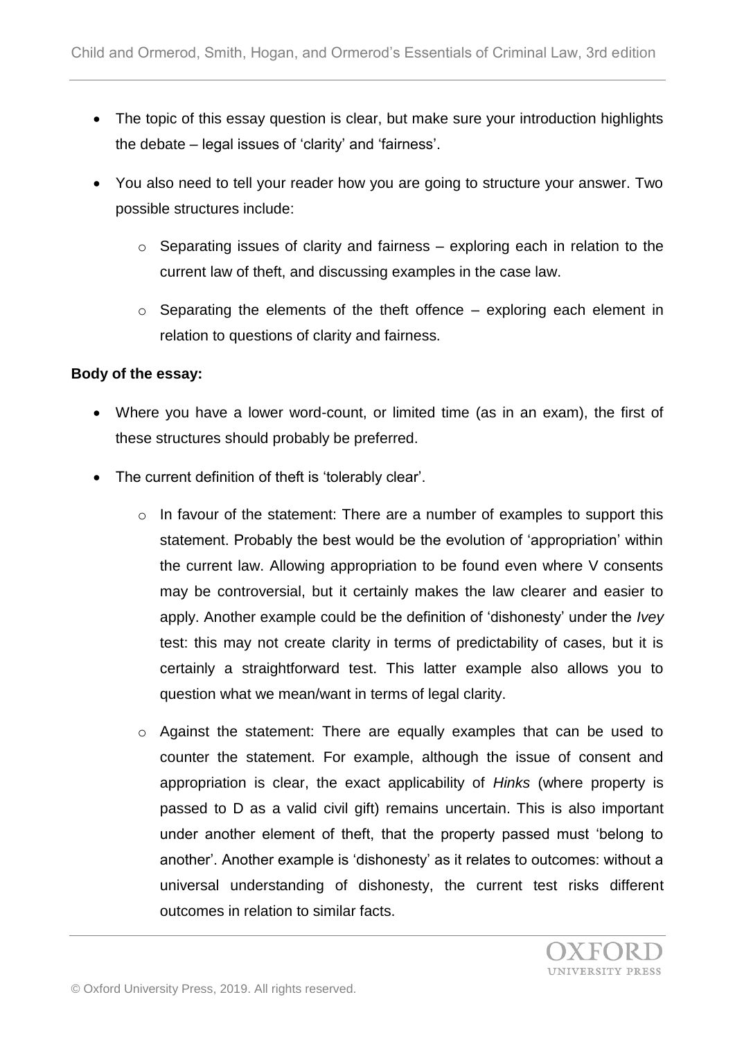- The topic of this essay question is clear, but make sure your introduction highlights the debate – legal issues of 'clarity' and 'fairness'.
- You also need to tell your reader how you are going to structure your answer. Two possible structures include:
    - Separating issues of clarity and fairness – exploring each in relation to the current law of theft, and discussing examples in the case law.
    - Separating the elements of the theft offence – exploring each element in relation to questions of clarity and fairness.

**Body of the essay:**

- Where you have a lower word-count, or limited time (as in an exam), the first of these structures should probably be preferred.
- The current definition of theft is 'tolerably clear'.
    - In favour of the statement: There are a number of examples to support this statement. Probably the best would be the evolution of 'appropriation' within the current law. Allowing appropriation to be found even where V consents may be controversial, but it certainly makes the law clearer and easier to apply. Another example could be the definition of 'dishonesty' under the *Ivey* test: this may not create clarity in terms of predictability of cases, but it is certainly a straightforward test. This latter example also allows you to question what we mean/want in terms of legal clarity.
    - Against the statement: There are equally examples that can be used to counter the statement. For example, although the issue of consent and appropriation is clear, the exact applicability of *Hinks* (where property is passed to D as a valid civil gift) remains uncertain. This is also important under another element of theft, that the property passed must 'belong to another'. Another example is 'dishonesty' as it relates to outcomes: without a universal understanding of dishonesty, the current test risks different outcomes in relation to similar facts.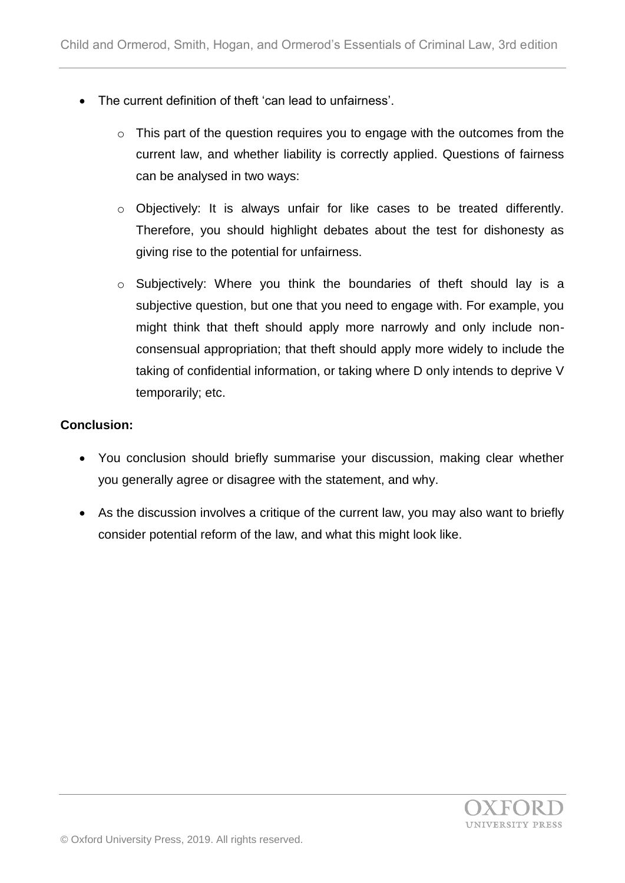- The current definition of theft 'can lead to unfairness'.
    - This part of the question requires you to engage with the outcomes from the current law, and whether liability is correctly applied. Questions of fairness can be analysed in two ways:
    - Objectively: It is always unfair for like cases to be treated differently. Therefore, you should highlight debates about the test for dishonesty as giving rise to the potential for unfairness.
    - Subjectively: Where you think the boundaries of theft should lay is a subjective question, but one that you need to engage with. For example, you might think that theft should apply more narrowly and only include non-consensual appropriation; that theft should apply more widely to include the taking of confidential information, or taking where D only intends to deprive V temporarily; etc.

**Conclusion:**

- You conclusion should briefly summarise your discussion, making clear whether you generally agree or disagree with the statement, and why.
- As the discussion involves a critique of the current law, you may also want to briefly consider potential reform of the law, and what this might look like.